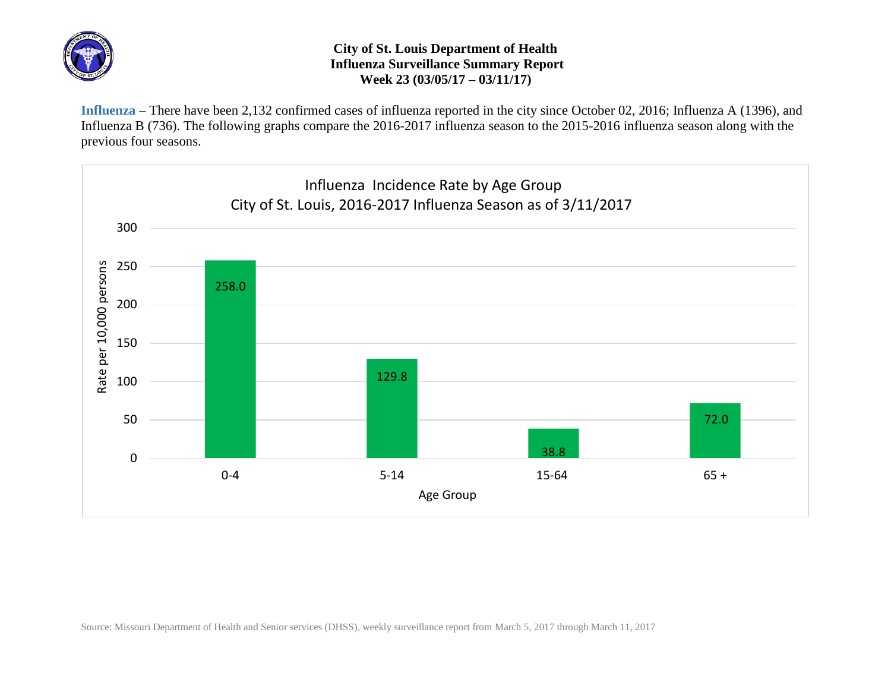**City of St. Louis Department of Health**
**Influenza Surveillance Summary Report**
**Week 23 (03/05/17 – 03/11/17)**

**Influenza** – There have been 2,132 confirmed cases of influenza reported in the city since October 02, 2016; Influenza A (1396), and Influenza B (736). The following graphs compare the 2016-2017 influenza season to the 2015-2016 influenza season along with the previous four seasons.

Influenza Incidence Rate by Age Group
City of St. Louis, 2016-2017 Influenza Season as of 3/11/2017

| Age Group | Rate per 10,000 persons |
|---|---|
| 0-4 | 258.0 |
| 5-14 | 129.8 |
| 15-64 | 38.8 |
| 65 + | 72.0 |

Source: Missouri Department of Health and Senior services (DHSS), weekly surveillance report from March 5, 2017 through March 11, 2017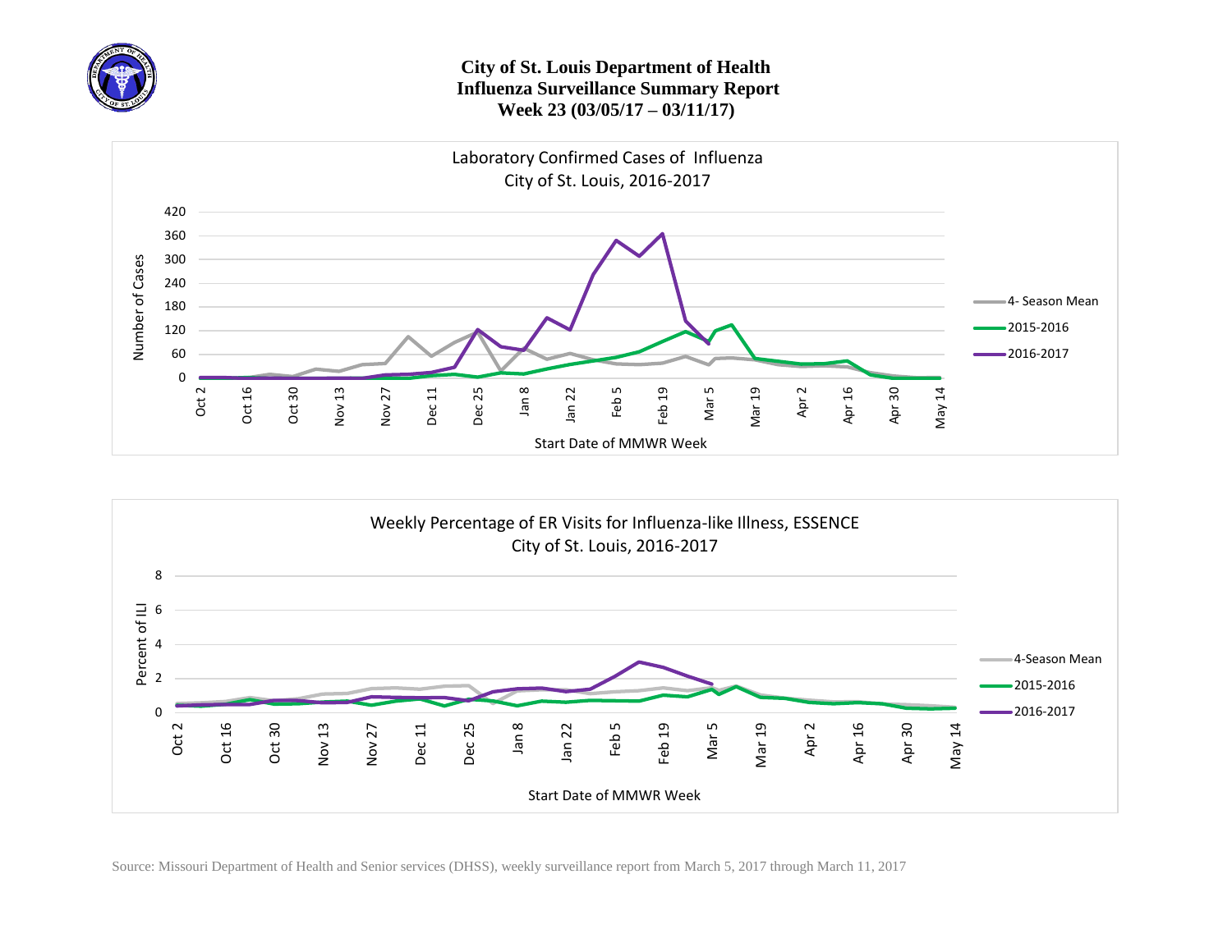# City of St. Louis Department of Health
## Influenza Surveillance Summary Report
### Week 23 (03/05/17 – 03/11/17)

Laboratory Confirmed Cases of Influenza
City of St. Louis, 2016-2017

Number of Cases

420
360
300
240
180
120
60
0

Oct 2, Oct 16, Oct 30, Nov 13, Nov 27, Dec 11, Dec 25, Jan 8, Jan 22, Feb 5, Feb 19, Mar 5, Mar 19, Apr 2, Apr 16, Apr 30, May 14

Start Date of MMWR Week

4- Season Mean
2015-2016
2016-2017

Weekly Percentage of ER Visits for Influenza-like Illness, ESSENCE
City of St. Louis, 2016-2017

Percent of ILI

8
6
4
2
0

Oct 2, Oct 16, Oct 30, Nov 13, Nov 27, Dec 11, Dec 25, Jan 8, Jan 22, Feb 5, Feb 19, Mar 5, Mar 19, Apr 2, Apr 16, Apr 30, May 14

Start Date of MMWR Week

4-Season Mean
2015-2016
2016-2017

Source: Missouri Department of Health and Senior services (DHSS), weekly surveillance report from March 5, 2017 through March 11, 2017